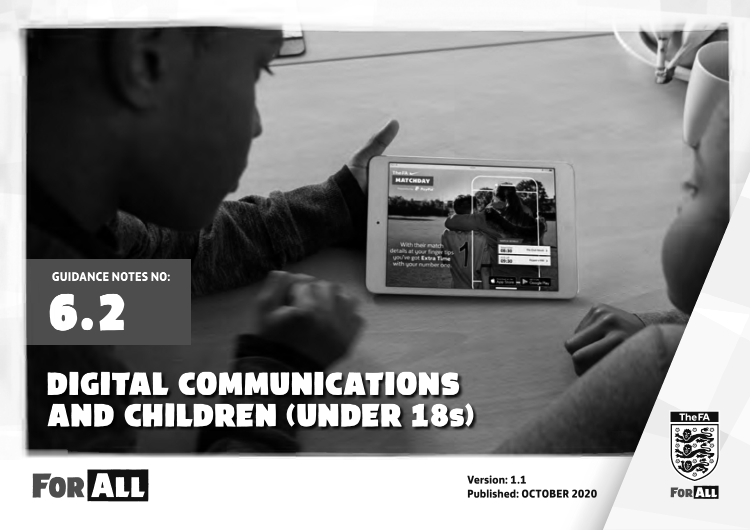GUIDANCE NOTES NO:

6.2

# DIGITAL COMMUNICATIONS AND CHILDREN (UNDER 18s)

FOR ALL

**Version: 1.1**
**Published: OCTOBER 2020**

The FA

FOR ALL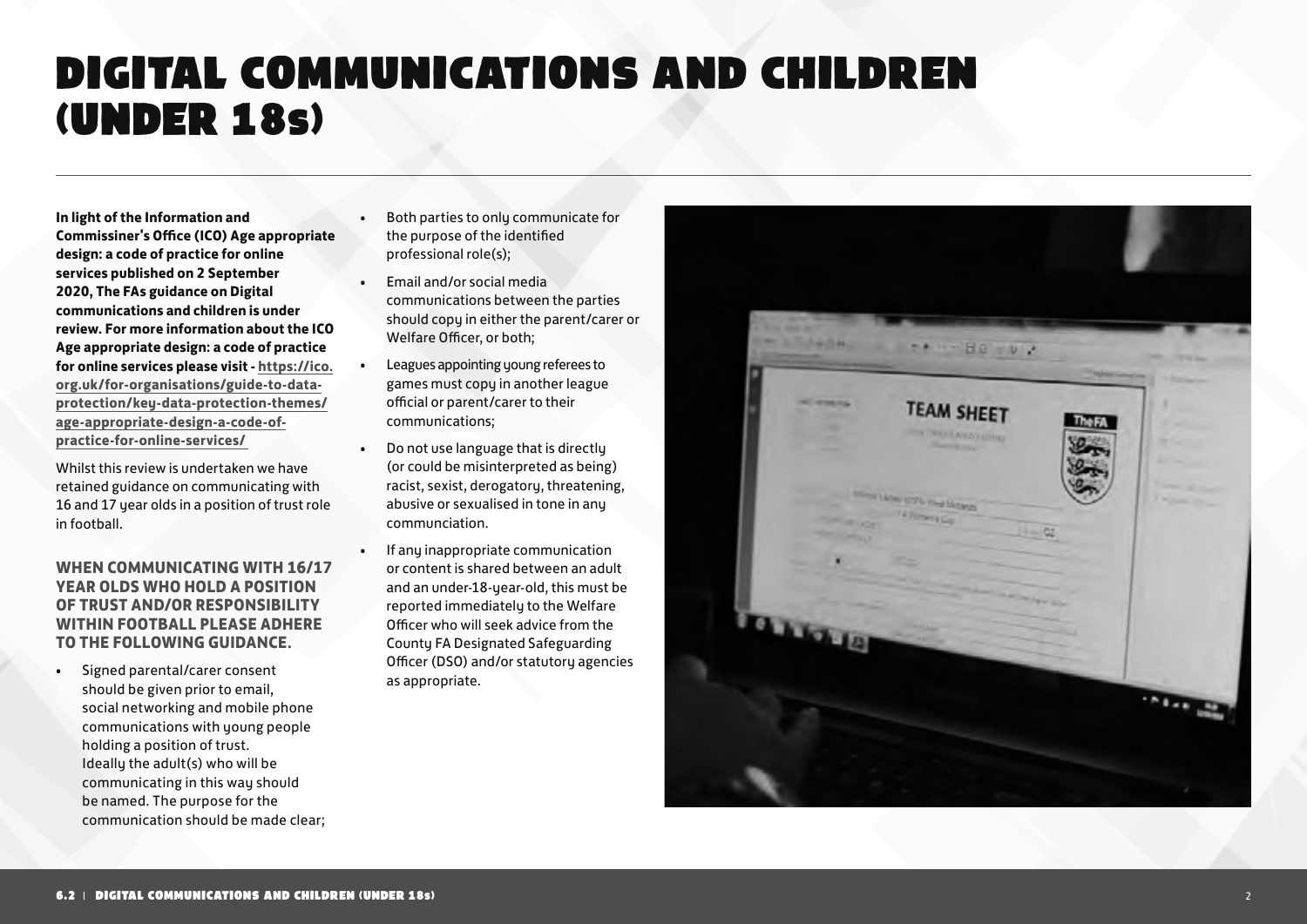# DIGITAL COMMUNICATIONS AND CHILDREN (UNDER 18s)

**In light of the Information and Commissiner's Office (ICO) Age appropriate design: a code of practice for online services published on 2 September 2020, The FAs guidance on Digital communications and children is under review. For more information about the ICO Age appropriate design: a code of practice for online services please visit - https://ico.org.uk/for-organisations/guide-to-data-protection/key-data-protection-themes/age-appropriate-design-a-code-of-practice-for-online-services/**

Whilst this review is undertaken we have retained guidance on communicating with 16 and 17 year olds in a position of trust role in football.

### WHEN COMMUNICATING WITH 16/17 YEAR OLDS WHO HOLD A POSITION OF TRUST AND/OR RESPONSIBILITY WITHIN FOOTBALL PLEASE ADHERE TO THE FOLLOWING GUIDANCE.

- Signed parental/carer consent should be given prior to email, social networking and mobile phone communications with young people holding a position of trust. Ideally the adult(s) who will be communicating in this way should be named. The purpose for the communication should be made clear;
- Both parties to only communicate for the purpose of the identified professional role(s);
- Email and/or social media communications between the parties should copy in either the parent/carer or Welfare Officer, or both;
- Leagues appointing young referees to games must copy in another league official or parent/carer to their communications;
- Do not use language that is directly (or could be misinterpreted as being) racist, sexist, derogatory, threatening, abusive or sexualised in tone in any communciation.
- If any inappropriate communication or content is shared between an adult and an under-18-year-old, this must be reported immediately to the Welfare Officer who will seek advice from the County FA Designated Safeguarding Officer (DSO) and/or statutory agencies as appropriate.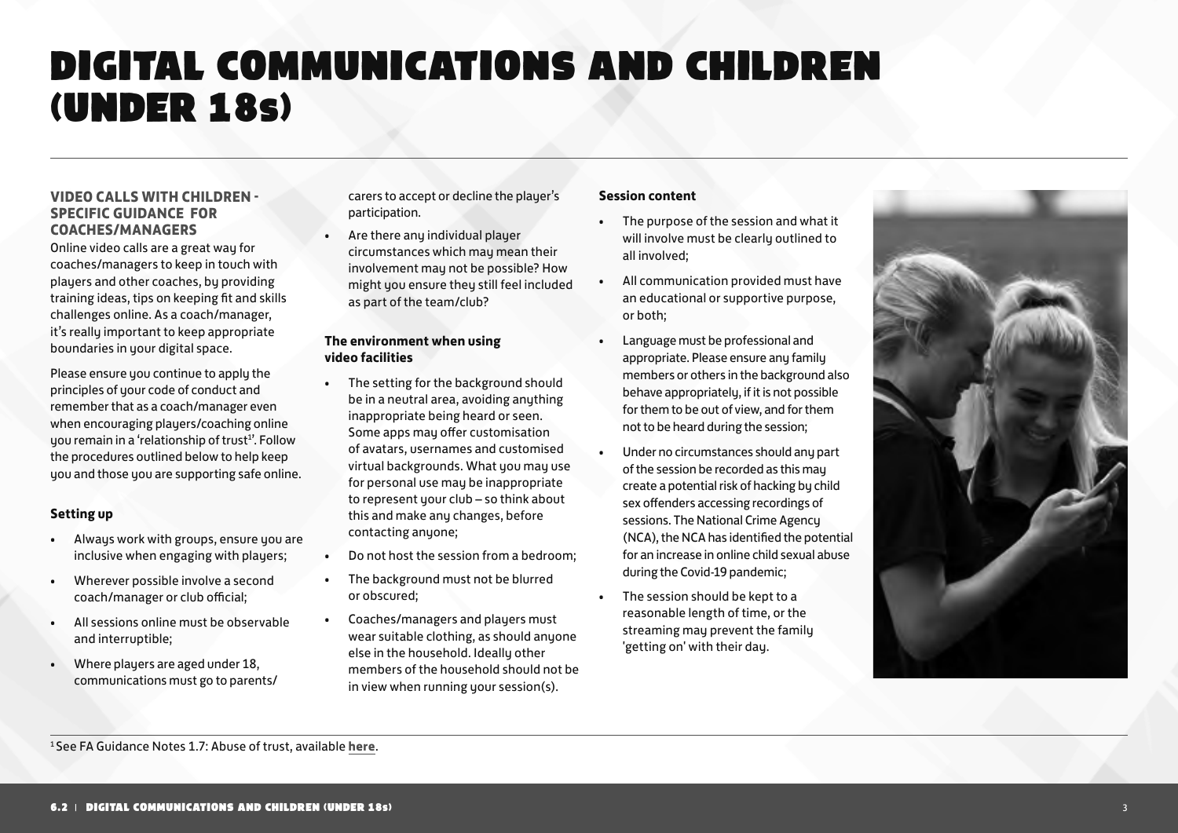# DIGITAL COMMUNICATIONS AND CHILDREN (UNDER 18s)

### VIDEO CALLS WITH CHILDREN - SPECIFIC GUIDANCE FOR COACHES/MANAGERS

Online video calls are a great way for coaches/managers to keep in touch with players and other coaches, by providing training ideas, tips on keeping fit and skills challenges online. As a coach/manager, it's really important to keep appropriate boundaries in your digital space.

Please ensure you continue to apply the principles of your code of conduct and remember that as a coach/manager even when encouraging players/coaching online you remain in a 'relationship of trust[1]'. Follow the procedures outlined below to help keep you and those you are supporting safe online.

**Setting up**

- Always work with groups, ensure you are inclusive when engaging with players;
- Wherever possible involve a second coach/manager or club official;
- All sessions online must be observable and interruptible;
- Where players are aged under 18, communications must go to parents/carers to accept or decline the player's participation.
- Are there any individual player circumstances which may mean their involvement may not be possible? How might you ensure they still feel included as part of the team/club?

**The environment when using video facilities**

- The setting for the background should be in a neutral area, avoiding anything inappropriate being heard or seen. Some apps may offer customisation of avatars, usernames and customised virtual backgrounds. What you may use for personal use may be inappropriate to represent your club – so think about this and make any changes, before contacting anyone;
- Do not host the session from a bedroom;
- The background must not be blurred or obscured;
- Coaches/managers and players must wear suitable clothing, as should anyone else in the household. Ideally other members of the household should not be in view when running your session(s).

**Session content**

- The purpose of the session and what it will involve must be clearly outlined to all involved;
- All communication provided must have an educational or supportive purpose, or both;
- Language must be professional and appropriate. Please ensure any family members or others in the background also behave appropriately, if it is not possible for them to be out of view, and for them not to be heard during the session;
- Under no circumstances should any part of the session be recorded as this may create a potential risk of hacking by child sex offenders accessing recordings of sessions. The National Crime Agency (NCA), the NCA has identified the potential for an increase in online child sexual abuse during the Covid-19 pandemic;
- The session should be kept to a reasonable length of time, or the streaming may prevent the family 'getting on' with their day.

[1] See FA Guidance Notes 1.7: Abuse of trust, available **here**.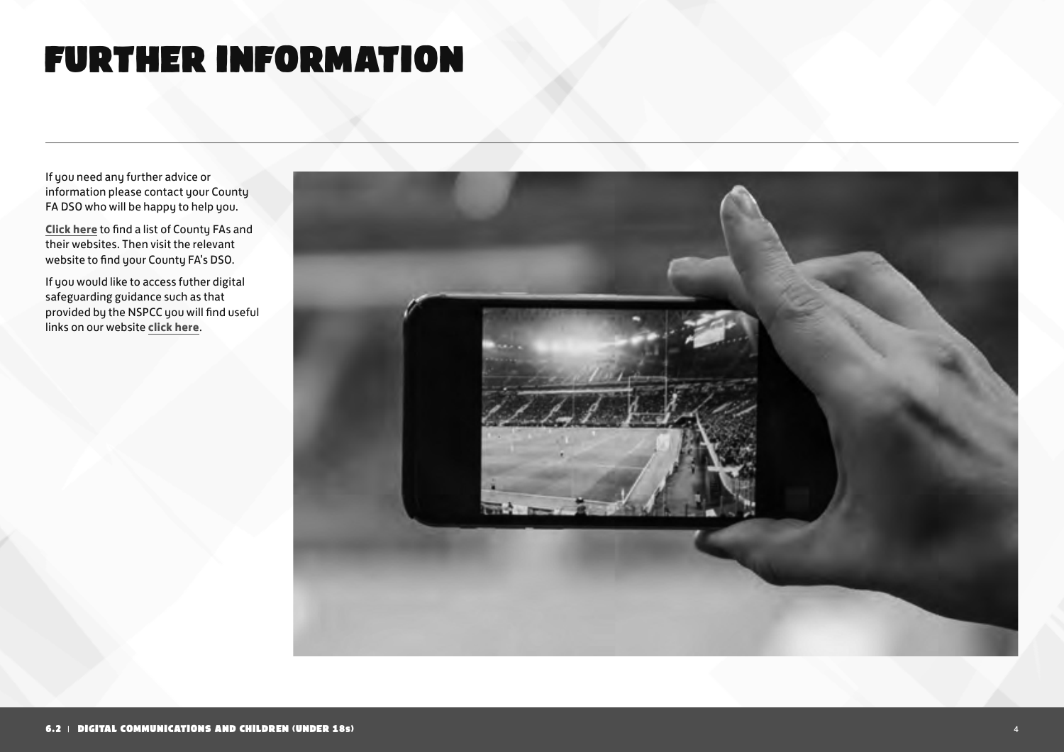# FURTHER INFORMATION

If you need any further advice or information please contact your County FA DSO who will be happy to help you.

**Click here** to find a list of County FAs and their websites. Then visit the relevant website to find your County FA's DSO.

If you would like to access futher digital safeguarding guidance such as that provided by the NSPCC you will find useful links on our website **click here**.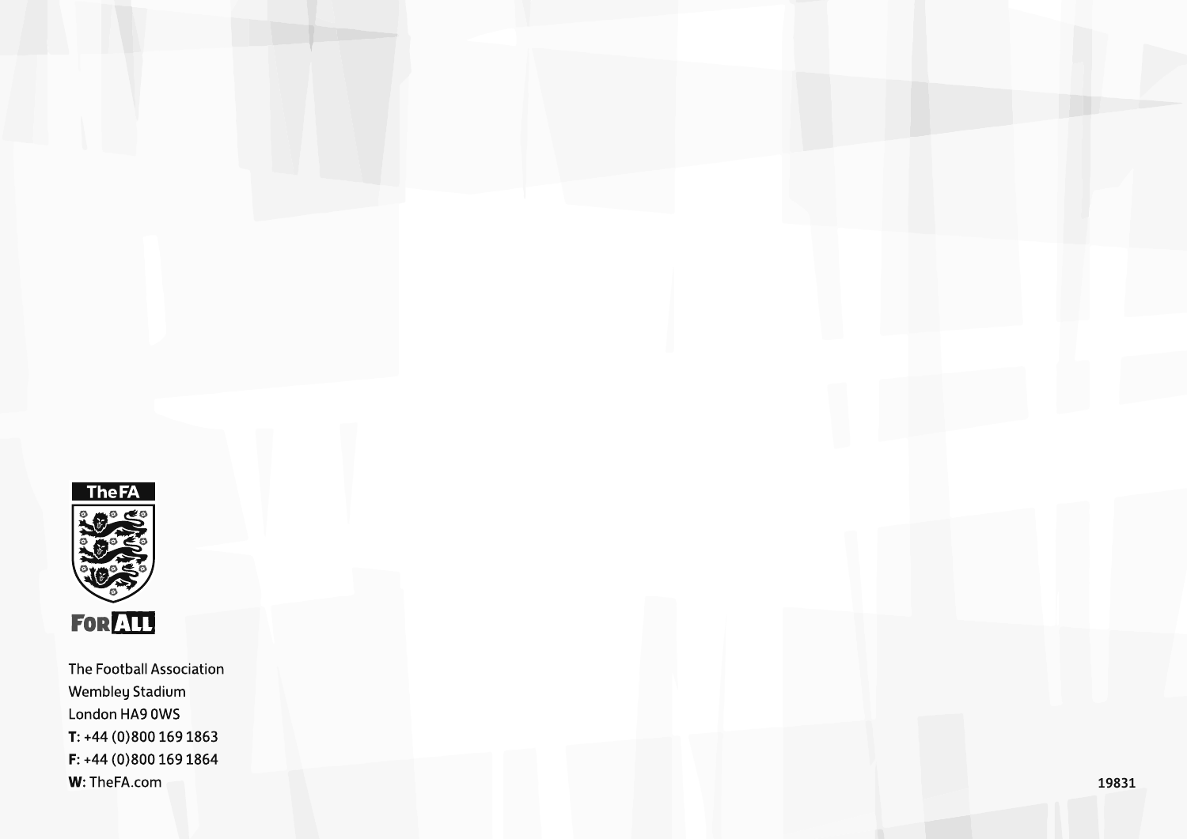TheFA

FOR ALL

The Football Association
Wembley Stadium
London HA9 0WS
**T**: +44 (0)800 169 1863
**F**: +44 (0)800 169 1864
**W**: TheFA.com

19831